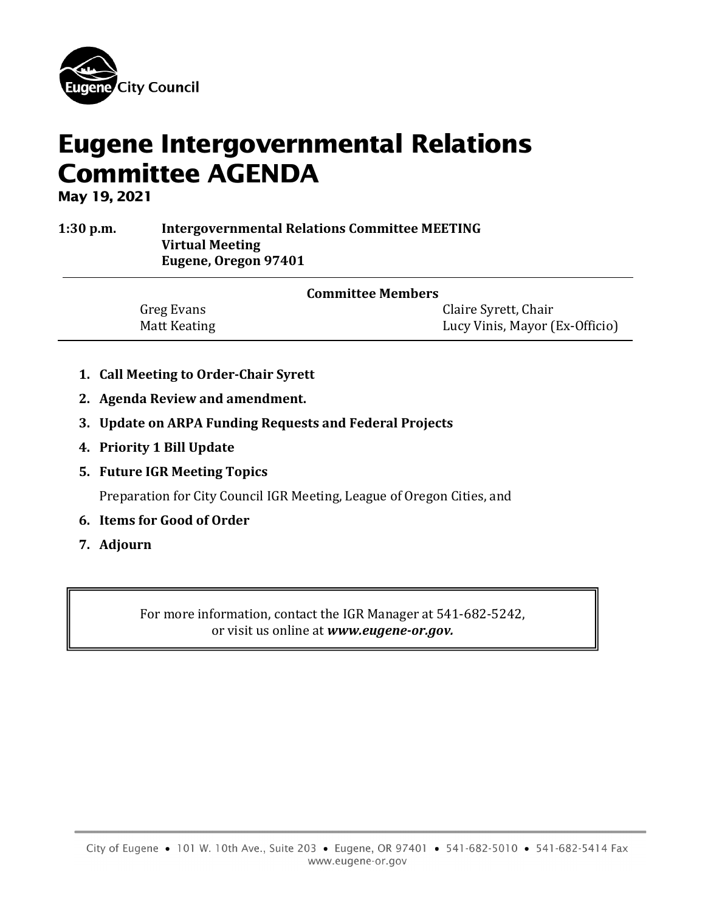Eugene City Council

# Eugene Intergovernmental Relations Committee AGENDA

**May 19, 2021**

**1:30 p.m.** **Intergovernmental Relations Committee MEETING**
**Virtual Meeting**
**Eugene, Oregon 97401**

---

**Committee Members**

| | |
|---|---|
| Greg Evans | Claire Syrett, Chair |
| Matt Keating | Lucy Vinis, Mayor (Ex-Officio) |

---

1. **Call Meeting to Order-Chair Syrett**
2. **Agenda Review and amendment.**
3. **Update on ARPA Funding Requests and Federal Projects**
4. **Priority 1 Bill Update**
5. **Future IGR Meeting Topics**

   Preparation for City Council IGR Meeting, League of Oregon Cities, and
6. **Items for Good of Order**
7. **Adjourn**

> For more information, contact the IGR Manager at 541-682-5242, or visit us online at ***www.eugene-or.gov.***

City of Eugene • 101 W. 10th Ave., Suite 203 • Eugene, OR 97401 • 541-682-5010 • 541-682-5414 Fax
www.eugene-or.gov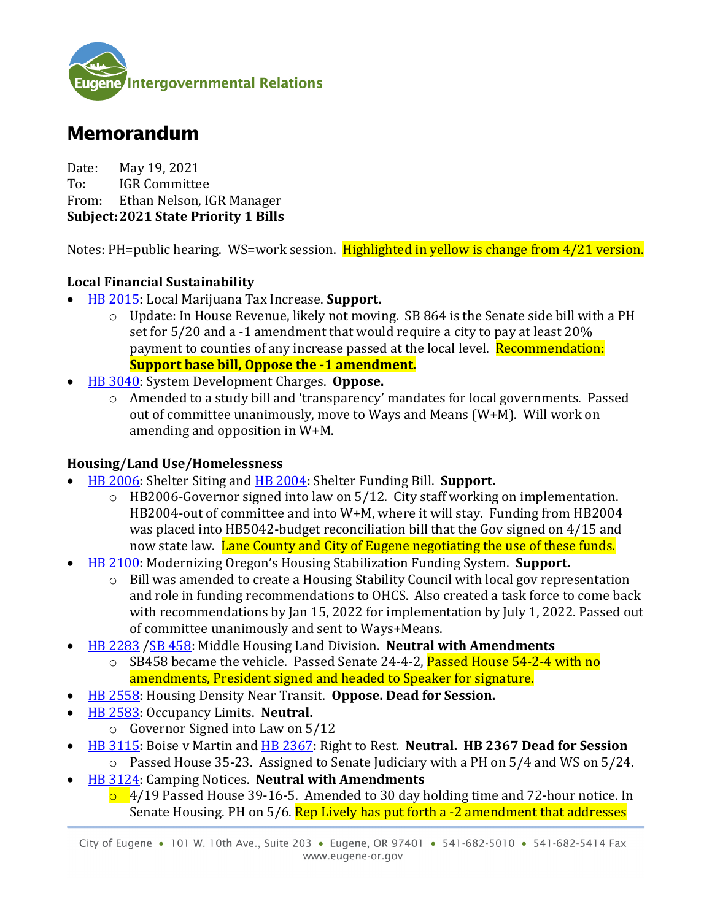Eugene Intergovernmental Relations

# Memorandum

Date: May 19, 2021
To: IGR Committee
From: Ethan Nelson, IGR Manager
**Subject: 2021 State Priority 1 Bills**

Notes: PH=public hearing. WS=work session. Highlighted in yellow is change from 4/21 version.

**Local Financial Sustainability**

- HB 2015: Local Marijuana Tax Increase. **Support.**
  - Update: In House Revenue, likely not moving. SB 864 is the Senate side bill with a PH set for 5/20 and a -1 amendment that would require a city to pay at least 20% payment to counties of any increase passed at the local level. **Recommendation: Support base bill, Oppose the -1 amendment.**
- HB 3040: System Development Charges. **Oppose.**
  - Amended to a study bill and 'transparency' mandates for local governments. Passed out of committee unanimously, move to Ways and Means (W+M). Will work on amending and opposition in W+M.

**Housing/Land Use/Homelessness**

- HB 2006: Shelter Siting and HB 2004: Shelter Funding Bill. **Support.**
  - HB2006-Governor signed into law on 5/12. City staff working on implementation. HB2004-out of committee and into W+M, where it will stay. Funding from HB2004 was placed into HB5042-budget reconciliation bill that the Gov signed on 4/15 and now state law. Lane County and City of Eugene negotiating the use of these funds.
- HB 2100: Modernizing Oregon's Housing Stabilization Funding System. **Support.**
  - Bill was amended to create a Housing Stability Council with local gov representation and role in funding recommendations to OHCS. Also created a task force to come back with recommendations by Jan 15, 2022 for implementation by July 1, 2022. Passed out of committee unanimously and sent to Ways+Means.
- HB 2283 /SB 458: Middle Housing Land Division. **Neutral with Amendments**
  - SB458 became the vehicle. Passed Senate 24-4-2, Passed House 54-2-4 with no amendments, President signed and headed to Speaker for signature.
- HB 2558: Housing Density Near Transit. **Oppose. Dead for Session.**
- HB 2583: Occupancy Limits. **Neutral.**
  - Governor Signed into Law on 5/12
- HB 3115: Boise v Martin and HB 2367: Right to Rest. **Neutral. HB 2367 Dead for Session**
  - Passed House 35-23. Assigned to Senate Judiciary with a PH on 5/4 and WS on 5/24.
- HB 3124: Camping Notices. **Neutral with Amendments**
  - 4/19 Passed House 39-16-5. Amended to 30 day holding time and 72-hour notice. In Senate Housing. PH on 5/6. Rep Lively has put forth a -2 amendment that addresses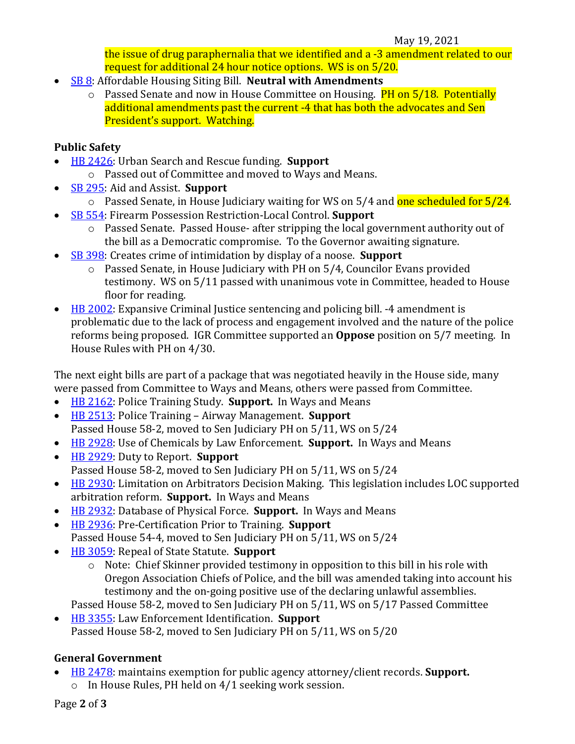the issue of drug paraphernalia that we identified and a -3 amendment related to our request for additional 24 hour notice options. WS is on 5/20.

- SB 8: Affordable Housing Siting Bill. **Neutral with Amendments**
  - Passed Senate and now in House Committee on Housing. PH on 5/18. Potentially additional amendments past the current -4 that has both the advocates and Sen President's support. Watching.

**Public Safety**

- HB 2426: Urban Search and Rescue funding. **Support**
  - Passed out of Committee and moved to Ways and Means.
- SB 295: Aid and Assist. **Support**
  - Passed Senate, in House Judiciary waiting for WS on 5/4 and one scheduled for 5/24.
- SB 554: Firearm Possession Restriction-Local Control. **Support**
  - Passed Senate. Passed House- after stripping the local government authority out of the bill as a Democratic compromise. To the Governor awaiting signature.
- SB 398: Creates crime of intimidation by display of a noose. **Support**
  - Passed Senate, in House Judiciary with PH on 5/4, Councilor Evans provided testimony. WS on 5/11 passed with unanimous vote in Committee, headed to House floor for reading.
- HB 2002: Expansive Criminal Justice sentencing and policing bill. -4 amendment is problematic due to the lack of process and engagement involved and the nature of the police reforms being proposed. IGR Committee supported an **Oppose** position on 5/7 meeting. In House Rules with PH on 4/30.

The next eight bills are part of a package that was negotiated heavily in the House side, many were passed from Committee to Ways and Means, others were passed from Committee.

- HB 2162: Police Training Study. **Support.** In Ways and Means
- HB 2513: Police Training – Airway Management. **Support**
  Passed House 58-2, moved to Sen Judiciary PH on 5/11, WS on 5/24
- HB 2928: Use of Chemicals by Law Enforcement. **Support.** In Ways and Means
- HB 2929: Duty to Report. **Support**
  Passed House 58-2, moved to Sen Judiciary PH on 5/11, WS on 5/24
- HB 2930: Limitation on Arbitrators Decision Making. This legislation includes LOC supported arbitration reform. **Support.** In Ways and Means
- HB 2932: Database of Physical Force. **Support.** In Ways and Means
- HB 2936: Pre-Certification Prior to Training. **Support**
  Passed House 54-4, moved to Sen Judiciary PH on 5/11, WS on 5/24
- HB 3059: Repeal of State Statute. **Support**
  - Note: Chief Skinner provided testimony in opposition to this bill in his role with Oregon Association Chiefs of Police, and the bill was amended taking into account his testimony and the on-going positive use of the declaring unlawful assemblies.

  Passed House 58-2, moved to Sen Judiciary PH on 5/11, WS on 5/17 Passed Committee
- HB 3355: Law Enforcement Identification. **Support**
  Passed House 58-2, moved to Sen Judiciary PH on 5/11, WS on 5/20

**General Government**

- HB 2478: maintains exemption for public agency attorney/client records. **Support.**
  - In House Rules, PH held on 4/1 seeking work session.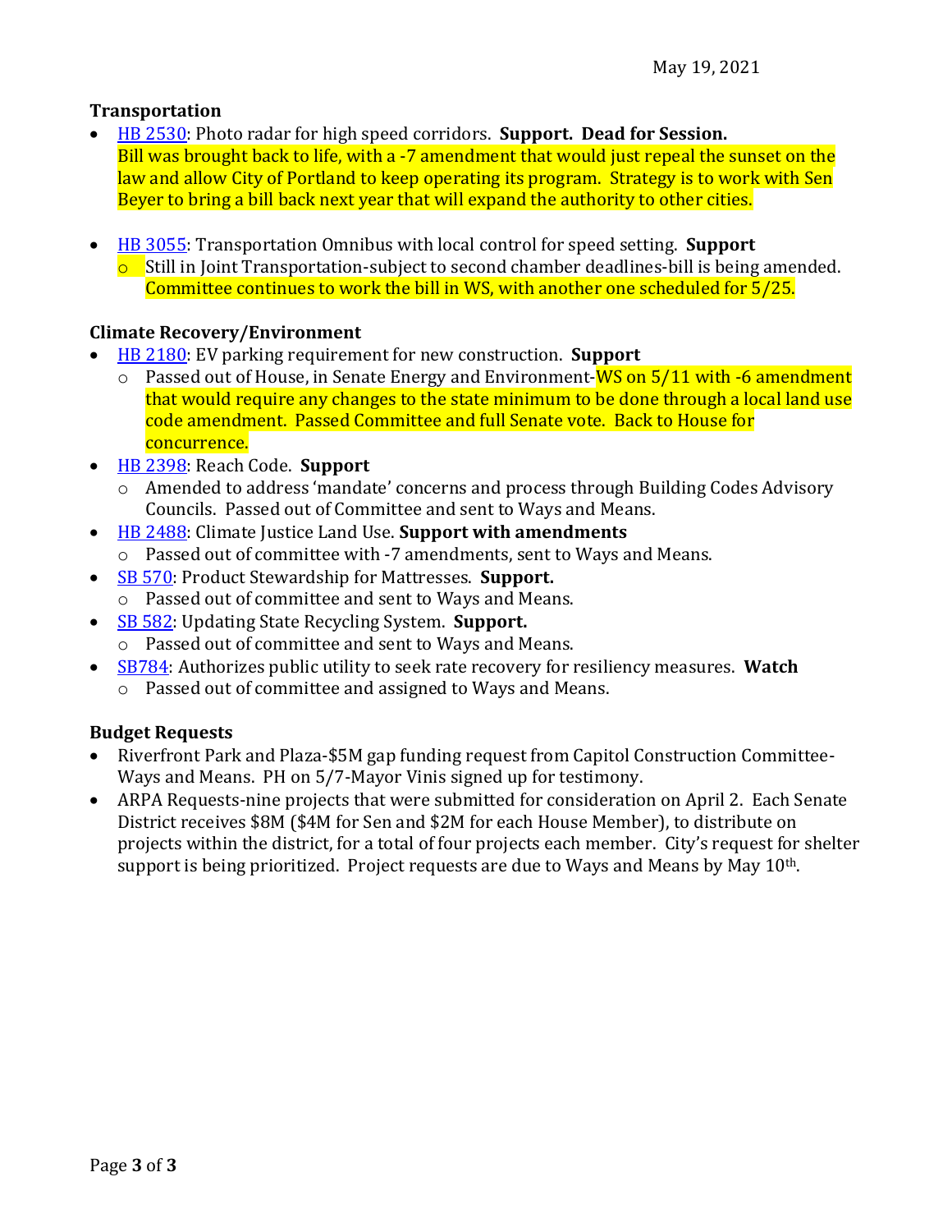May 19, 2021

**Transportation**

- HB 2530: Photo radar for high speed corridors. **Support. Dead for Session.**
  Bill was brought back to life, with a -7 amendment that would just repeal the sunset on the law and allow City of Portland to keep operating its program. Strategy is to work with Sen Beyer to bring a bill back next year that will expand the authority to other cities.

- HB 3055: Transportation Omnibus with local control for speed setting. **Support**
  - Still in Joint Transportation-subject to second chamber deadlines-bill is being amended. Committee continues to work the bill in WS, with another one scheduled for 5/25.

**Climate Recovery/Environment**

- HB 2180: EV parking requirement for new construction. **Support**
  - Passed out of House, in Senate Energy and Environment-WS on 5/11 with -6 amendment that would require any changes to the state minimum to be done through a local land use code amendment. Passed Committee and full Senate vote. Back to House for concurrence.
- HB 2398: Reach Code. **Support**
  - Amended to address 'mandate' concerns and process through Building Codes Advisory Councils. Passed out of Committee and sent to Ways and Means.
- HB 2488: Climate Justice Land Use. **Support with amendments**
  - Passed out of committee with -7 amendments, sent to Ways and Means.
- SB 570: Product Stewardship for Mattresses. **Support.**
  - Passed out of committee and sent to Ways and Means.
- SB 582: Updating State Recycling System. **Support.**
  - Passed out of committee and sent to Ways and Means.
- SB784: Authorizes public utility to seek rate recovery for resiliency measures. **Watch**
  - Passed out of committee and assigned to Ways and Means.

**Budget Requests**

- Riverfront Park and Plaza-$5M gap funding request from Capitol Construction Committee-Ways and Means. PH on 5/7-Mayor Vinis signed up for testimony.
- ARPA Requests-nine projects that were submitted for consideration on April 2. Each Senate District receives $8M ($4M for Sen and $2M for each House Member), to distribute on projects within the district, for a total of four projects each member. City's request for shelter support is being prioritized. Project requests are due to Ways and Means by May 10th.